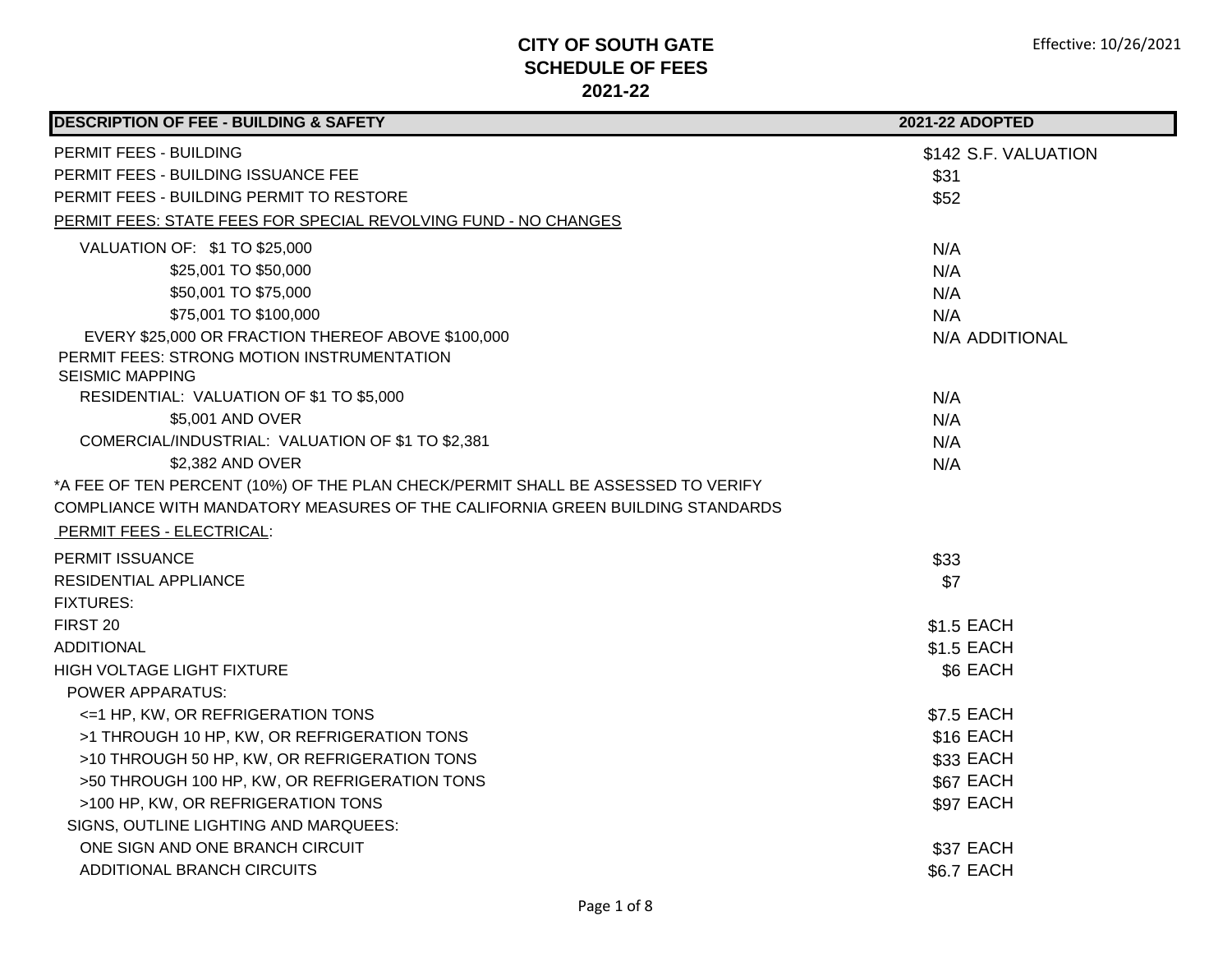# CITY OF SOUTH GATE
## SCHEDULE OF FEES
## 2021-22

Effective: 10/26/2021

| DESCRIPTION OF FEE - BUILDING & SAFETY | 2021-22 ADOPTED |
|---|---|
| PERMIT FEES - BUILDING | $142 S.F. VALUATION |
| PERMIT FEES - BUILDING ISSUANCE FEE | $31 |
| PERMIT FEES - BUILDING PERMIT TO RESTORE | $52 |
| PERMIT FEES: STATE FEES FOR SPECIAL REVOLVING FUND - NO CHANGES | |
| VALUATION OF: $1 TO $25,000 | N/A |
| $25,001 TO $50,000 | N/A |
| $50,001 TO $75,000 | N/A |
| $75,001 TO $100,000 | N/A |
| EVERY $25,000 OR FRACTION THEREOF ABOVE $100,000 | N/A ADDITIONAL |
| PERMIT FEES: STRONG MOTION INSTRUMENTATION SEISMIC MAPPING | |
| RESIDENTIAL: VALUATION OF $1 TO $5,000 | N/A |
| $5,001 AND OVER | N/A |
| COMERCIAL/INDUSTRIAL: VALUATION OF $1 TO $2,381 | N/A |
| $2,382 AND OVER | N/A |
| *A FEE OF TEN PERCENT (10%) OF THE PLAN CHECK/PERMIT SHALL BE ASSESSED TO VERIFY COMPLIANCE WITH MANDATORY MEASURES OF THE CALIFORNIA GREEN BUILDING STANDARDS | |
| PERMIT FEES - ELECTRICAL: | |
| PERMIT ISSUANCE | $33 |
| RESIDENTIAL APPLIANCE | $7 |
| FIXTURES: | |
| FIRST 20 | $1.5 EACH |
| ADDITIONAL | $1.5 EACH |
| HIGH VOLTAGE LIGHT FIXTURE | $6 EACH |
| POWER APPARATUS: | |
| <=1 HP, KW, OR REFRIGERATION TONS | $7.5 EACH |
| >1 THROUGH 10 HP, KW, OR REFRIGERATION TONS | $16 EACH |
| >10 THROUGH 50 HP, KW, OR REFRIGERATION TONS | $33 EACH |
| >50 THROUGH 100 HP, KW, OR REFRIGERATION TONS | $67 EACH |
| >100 HP, KW, OR REFRIGERATION TONS | $97 EACH |
| SIGNS, OUTLINE LIGHTING AND MARQUEES: | |
| ONE SIGN AND ONE BRANCH CIRCUIT | $37 EACH |
| ADDITIONAL BRANCH CIRCUITS | $6.7 EACH |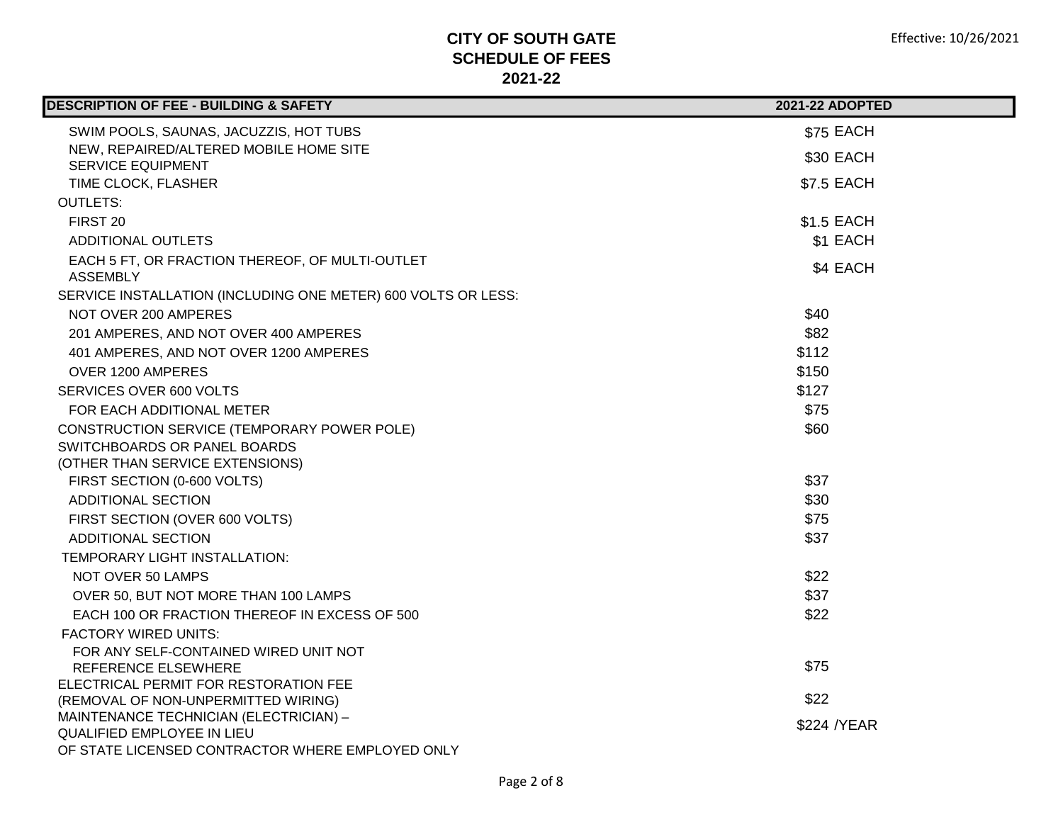**CITY OF SOUTH GATE**
**SCHEDULE OF FEES**
**2021-22**

Effective: 10/26/2021

| DESCRIPTION OF FEE - BUILDING & SAFETY | 2021-22 ADOPTED |
|---|---|
| SWIM POOLS, SAUNAS, JACUZZIS, HOT TUBS | $75 EACH |
| NEW, REPAIRED/ALTERED MOBILE HOME SITE SERVICE EQUIPMENT | $30 EACH |
| TIME CLOCK, FLASHER | $7.5 EACH |
| OUTLETS: | |
| FIRST 20 | $1.5 EACH |
| ADDITIONAL OUTLETS | $1 EACH |
| EACH 5 FT, OR FRACTION THEREOF, OF MULTI-OUTLET ASSEMBLY | $4 EACH |
| SERVICE INSTALLATION (INCLUDING ONE METER) 600 VOLTS OR LESS: | |
| NOT OVER 200 AMPERES | $40 |
| 201 AMPERES, AND NOT OVER 400 AMPERES | $82 |
| 401 AMPERES, AND NOT OVER 1200 AMPERES | $112 |
| OVER 1200 AMPERES | $150 |
| SERVICES OVER 600 VOLTS | $127 |
| FOR EACH ADDITIONAL METER | $75 |
| CONSTRUCTION SERVICE (TEMPORARY POWER POLE) | $60 |
| SWITCHBOARDS OR PANEL BOARDS (OTHER THAN SERVICE EXTENSIONS) | |
| FIRST SECTION (0-600 VOLTS) | $37 |
| ADDITIONAL SECTION | $30 |
| FIRST SECTION (OVER 600 VOLTS) | $75 |
| ADDITIONAL SECTION | $37 |
| TEMPORARY LIGHT INSTALLATION: | |
| NOT OVER 50 LAMPS | $22 |
| OVER 50, BUT NOT MORE THAN 100 LAMPS | $37 |
| EACH 100 OR FRACTION THEREOF IN EXCESS OF 500 | $22 |
| FACTORY WIRED UNITS: | |
| FOR ANY SELF-CONTAINED WIRED UNIT NOT REFERENCE ELSEWHERE | $75 |
| ELECTRICAL PERMIT FOR RESTORATION FEE (REMOVAL OF NON-UNPERMITTED WIRING) | $22 |
| MAINTENANCE TECHNICIAN (ELECTRICIAN) – QUALIFIED EMPLOYEE IN LIEU OF STATE LICENSED CONTRACTOR WHERE EMPLOYED ONLY | $224 /YEAR |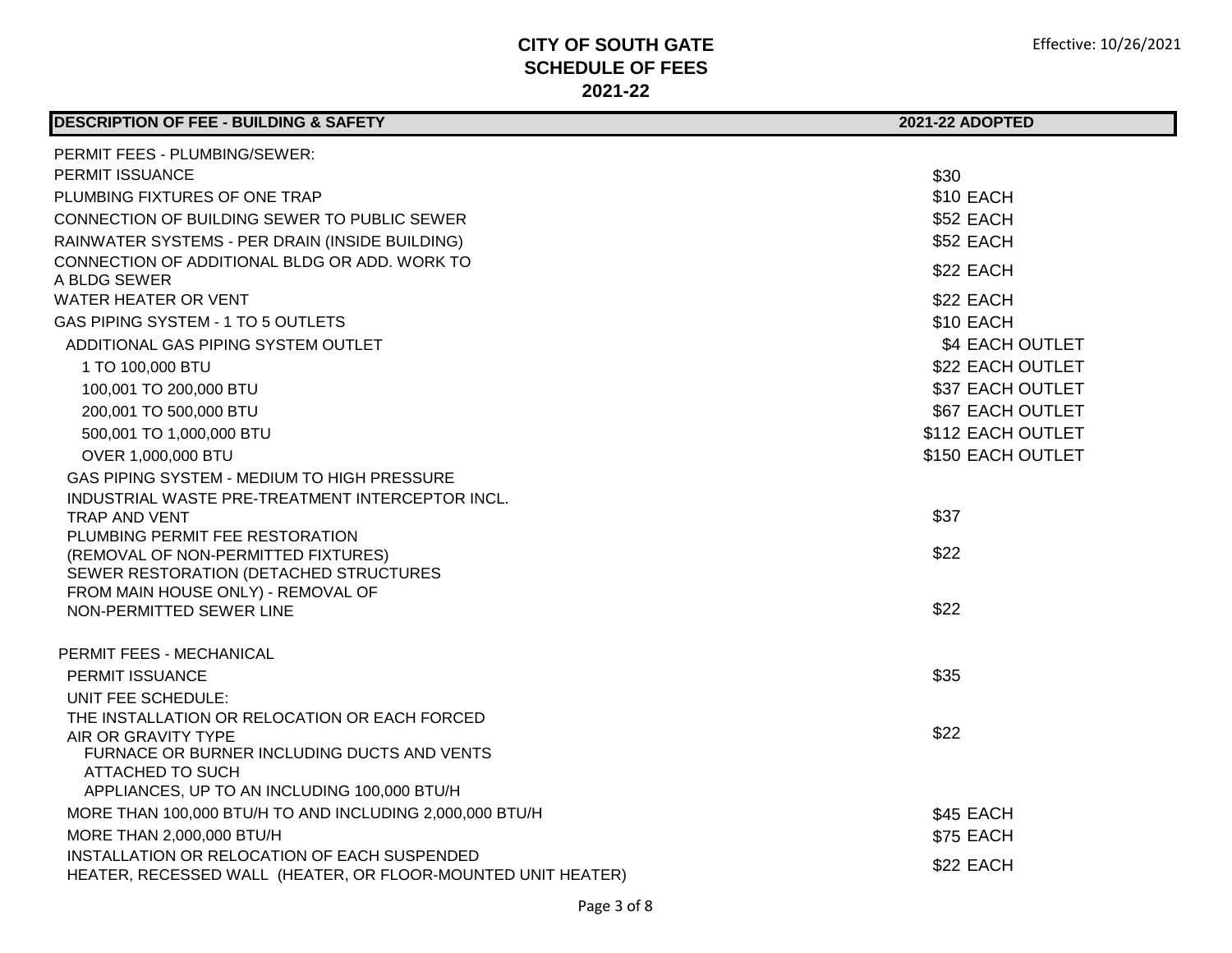**CITY OF SOUTH GATE**
**SCHEDULE OF FEES**
**2021-22**

Effective: 10/26/2021

| DESCRIPTION OF FEE - BUILDING & SAFETY | 2021-22 ADOPTED |
|---|---|
| PERMIT FEES - PLUMBING/SEWER: | |
| PERMIT ISSUANCE | $30 |
| PLUMBING FIXTURES OF ONE TRAP | $10 EACH |
| CONNECTION OF BUILDING SEWER TO PUBLIC SEWER | $52 EACH |
| RAINWATER SYSTEMS - PER DRAIN (INSIDE BUILDING) | $52 EACH |
| CONNECTION OF ADDITIONAL BLDG OR ADD. WORK TO A BLDG SEWER | $22 EACH |
| WATER HEATER OR VENT | $22 EACH |
| GAS PIPING SYSTEM - 1 TO 5 OUTLETS | $10 EACH |
| ADDITIONAL GAS PIPING SYSTEM OUTLET | $4 EACH OUTLET |
| 1 TO 100,000 BTU | $22 EACH OUTLET |
| 100,001 TO 200,000 BTU | $37 EACH OUTLET |
| 200,001 TO 500,000 BTU | $67 EACH OUTLET |
| 500,001 TO 1,000,000 BTU | $112 EACH OUTLET |
| OVER 1,000,000 BTU | $150 EACH OUTLET |
| GAS PIPING SYSTEM - MEDIUM TO HIGH PRESSURE | |
| INDUSTRIAL WASTE PRE-TREATMENT INTERCEPTOR INCL. TRAP AND VENT | $37 |
| PLUMBING PERMIT FEE RESTORATION (REMOVAL OF NON-PERMITTED FIXTURES) | $22 |
| SEWER RESTORATION (DETACHED STRUCTURES FROM MAIN HOUSE ONLY) - REMOVAL OF NON-PERMITTED SEWER LINE | $22 |
| PERMIT FEES - MECHANICAL | |
| PERMIT ISSUANCE | $35 |
| UNIT FEE SCHEDULE: | |
| THE INSTALLATION OR RELOCATION OR EACH FORCED AIR OR GRAVITY TYPE FURNACE OR BURNER INCLUDING DUCTS AND VENTS ATTACHED TO SUCH APPLIANCES, UP TO AN INCLUDING 100,000 BTU/H | $22 |
| MORE THAN 100,000 BTU/H TO AND INCLUDING 2,000,000 BTU/H | $45 EACH |
| MORE THAN 2,000,000 BTU/H | $75 EACH |
| INSTALLATION OR RELOCATION OF EACH SUSPENDED HEATER, RECESSED WALL (HEATER, OR FLOOR-MOUNTED UNIT HEATER) | $22 EACH |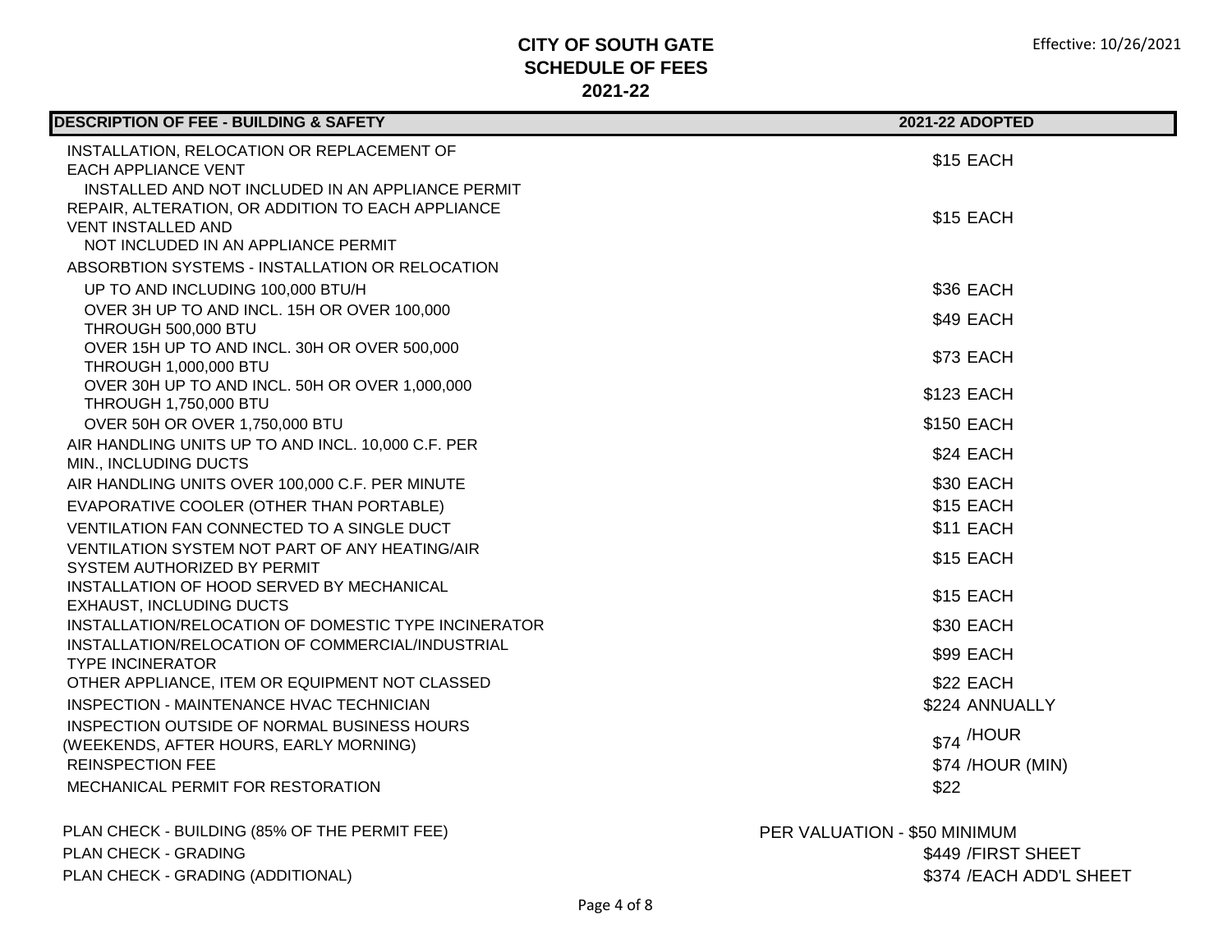**CITY OF SOUTH GATE**
**SCHEDULE OF FEES**
**2021-22**

Effective: 10/26/2021

| DESCRIPTION OF FEE - BUILDING & SAFETY | 2021-22 ADOPTED |
|---|---|
| INSTALLATION, RELOCATION OR REPLACEMENT OF EACH APPLIANCE VENT INSTALLED AND NOT INCLUDED IN AN APPLIANCE PERMIT | $15 EACH |
| REPAIR, ALTERATION, OR ADDITION TO EACH APPLIANCE VENT INSTALLED AND NOT INCLUDED IN AN APPLIANCE PERMIT | $15 EACH |
| ABSORBTION SYSTEMS - INSTALLATION OR RELOCATION | |
| UP TO AND INCLUDING 100,000 BTU/H | $36 EACH |
| OVER 3H UP TO AND INCL. 15H OR OVER 100,000 THROUGH 500,000 BTU | $49 EACH |
| OVER 15H UP TO AND INCL. 30H OR OVER 500,000 THROUGH 1,000,000 BTU | $73 EACH |
| OVER 30H UP TO AND INCL. 50H OR OVER 1,000,000 THROUGH 1,750,000 BTU | $123 EACH |
| OVER 50H OR OVER 1,750,000 BTU | $150 EACH |
| AIR HANDLING UNITS UP TO AND INCL. 10,000 C.F. PER MIN., INCLUDING DUCTS | $24 EACH |
| AIR HANDLING UNITS OVER 100,000 C.F. PER MINUTE | $30 EACH |
| EVAPORATIVE COOLER (OTHER THAN PORTABLE) | $15 EACH |
| VENTILATION FAN CONNECTED TO A SINGLE DUCT | $11 EACH |
| VENTILATION SYSTEM NOT PART OF ANY HEATING/AIR SYSTEM AUTHORIZED BY PERMIT | $15 EACH |
| INSTALLATION OF HOOD SERVED BY MECHANICAL EXHAUST, INCLUDING DUCTS | $15 EACH |
| INSTALLATION/RELOCATION OF DOMESTIC TYPE INCINERATOR | $30 EACH |
| INSTALLATION/RELOCATION OF COMMERCIAL/INDUSTRIAL TYPE INCINERATOR | $99 EACH |
| OTHER APPLIANCE, ITEM OR EQUIPMENT NOT CLASSED | $22 EACH |
| INSPECTION - MAINTENANCE HVAC TECHNICIAN | $224 ANNUALLY |
| INSPECTION OUTSIDE OF NORMAL BUSINESS HOURS (WEEKENDS, AFTER HOURS, EARLY MORNING) | $74 /HOUR |
| REINSPECTION FEE | $74 /HOUR (MIN) |
| MECHANICAL PERMIT FOR RESTORATION | $22 |
| PLAN CHECK - BUILDING (85% OF THE PERMIT FEE) | PER VALUATION - $50 MINIMUM |
| PLAN CHECK - GRADING | $449 /FIRST SHEET |
| PLAN CHECK - GRADING (ADDITIONAL) | $374 /EACH ADD'L SHEET |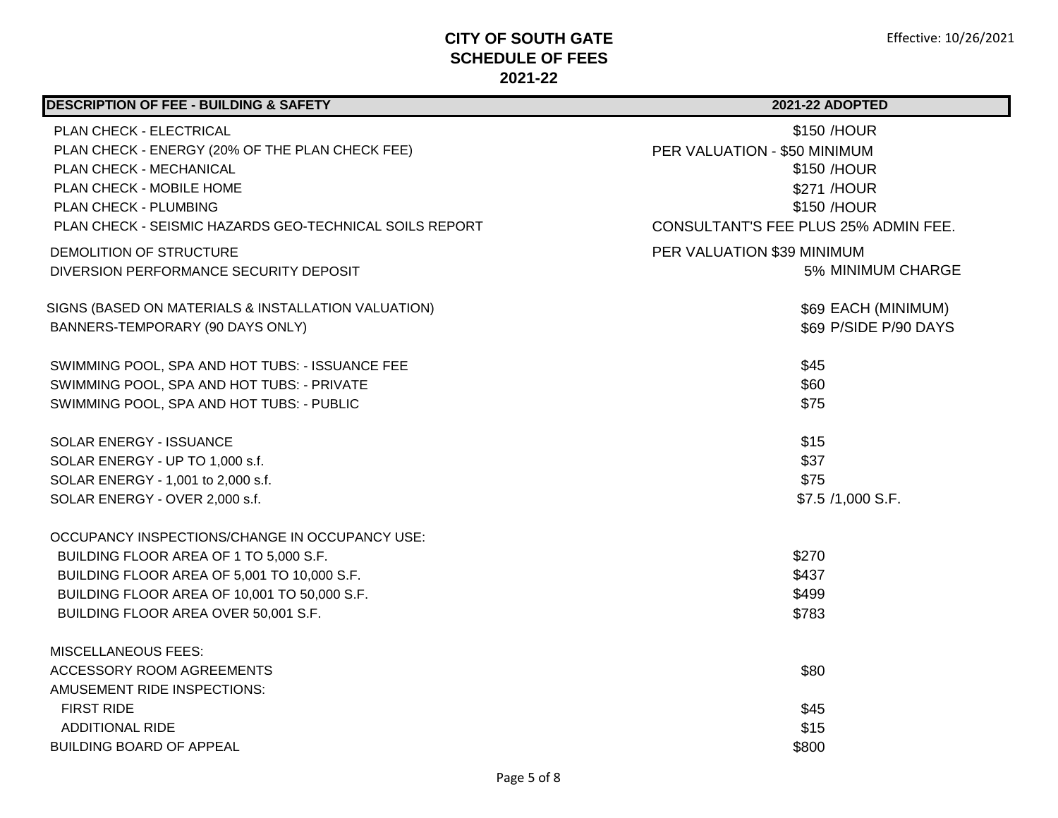# CITY OF SOUTH GATE
## SCHEDULE OF FEES
## 2021-22

Effective: 10/26/2021

| DESCRIPTION OF FEE - BUILDING & SAFETY | 2021-22 ADOPTED |
|---|---|
| PLAN CHECK - ELECTRICAL | $150 /HOUR |
| PLAN CHECK - ENERGY (20% OF THE PLAN CHECK FEE) | PER VALUATION - $50 MINIMUM |
| PLAN CHECK - MECHANICAL | $150 /HOUR |
| PLAN CHECK - MOBILE HOME | $271 /HOUR |
| PLAN CHECK - PLUMBING | $150 /HOUR |
| PLAN CHECK - SEISMIC HAZARDS GEO-TECHNICAL SOILS REPORT | CONSULTANT'S FEE PLUS 25% ADMIN FEE. |
| DEMOLITION OF STRUCTURE | PER VALUATION $39 MINIMUM |
| DIVERSION PERFORMANCE SECURITY DEPOSIT | 5% MINIMUM CHARGE |
| | |
| SIGNS (BASED ON MATERIALS & INSTALLATION VALUATION) | $69 EACH (MINIMUM) |
| BANNERS-TEMPORARY (90 DAYS ONLY) | $69 P/SIDE P/90 DAYS |
| | |
| SWIMMING POOL, SPA AND HOT TUBS: - ISSUANCE FEE | $45 |
| SWIMMING POOL, SPA AND HOT TUBS: - PRIVATE | $60 |
| SWIMMING POOL, SPA AND HOT TUBS: - PUBLIC | $75 |
| | |
| SOLAR ENERGY - ISSUANCE | $15 |
| SOLAR ENERGY - UP TO 1,000 s.f. | $37 |
| SOLAR ENERGY - 1,001 to 2,000 s.f. | $75 |
| SOLAR ENERGY - OVER 2,000 s.f. | $7.5 /1,000 S.F. |
| | |
| OCCUPANCY INSPECTIONS/CHANGE IN OCCUPANCY USE: | |
| BUILDING FLOOR AREA OF 1 TO 5,000 S.F. | $270 |
| BUILDING FLOOR AREA OF 5,001 TO 10,000 S.F. | $437 |
| BUILDING FLOOR AREA OF 10,001 TO 50,000 S.F. | $499 |
| BUILDING FLOOR AREA OVER 50,001 S.F. | $783 |
| | |
| MISCELLANEOUS FEES: | |
| ACCESSORY ROOM AGREEMENTS | $80 |
| AMUSEMENT RIDE INSPECTIONS: | |
| FIRST RIDE | $45 |
| ADDITIONAL RIDE | $15 |
| BUILDING BOARD OF APPEAL | $800 |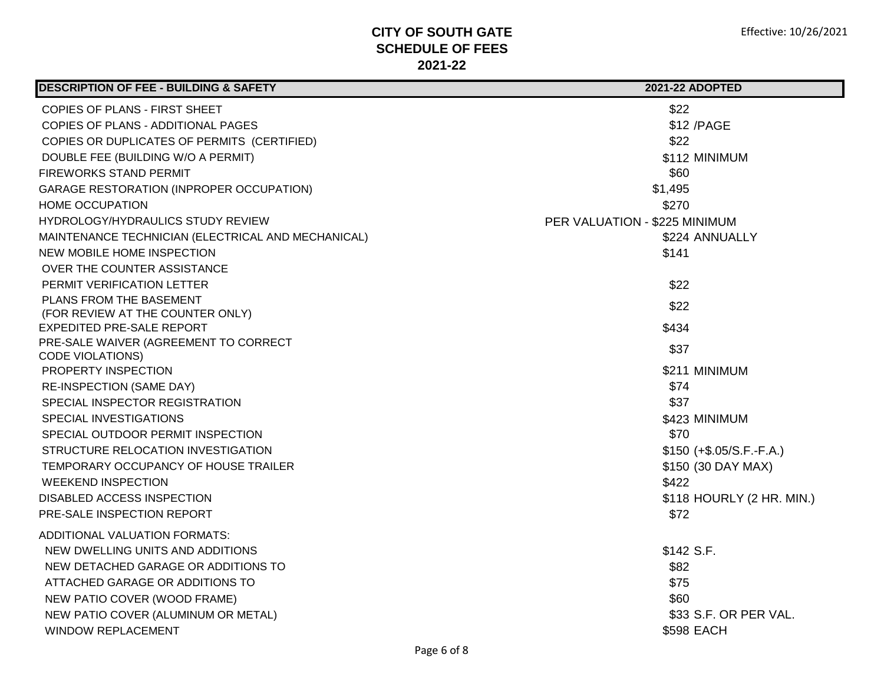# CITY OF SOUTH GATE
## SCHEDULE OF FEES
## 2021-22

Effective: 10/26/2021

| DESCRIPTION OF FEE - BUILDING & SAFETY | 2021-22 ADOPTED |
|---|---|
| COPIES OF PLANS - FIRST SHEET | $22 |
| COPIES OF PLANS - ADDITIONAL PAGES | $12 /PAGE |
| COPIES OR DUPLICATES OF PERMITS (CERTIFIED) | $22 |
| DOUBLE FEE (BUILDING W/O A PERMIT) | $112 MINIMUM |
| FIREWORKS STAND PERMIT | $60 |
| GARAGE RESTORATION (INPROPER OCCUPATION) | $1,495 |
| HOME OCCUPATION | $270 |
| HYDROLOGY/HYDRAULICS STUDY REVIEW | PER VALUATION - $225 MINIMUM |
| MAINTENANCE TECHNICIAN (ELECTRICAL AND MECHANICAL) | $224 ANNUALLY |
| NEW MOBILE HOME INSPECTION | $141 |
| OVER THE COUNTER ASSISTANCE | |
| PERMIT VERIFICATION LETTER | $22 |
| PLANS FROM THE BASEMENT (FOR REVIEW AT THE COUNTER ONLY) | $22 |
| EXPEDITED PRE-SALE REPORT | $434 |
| PRE-SALE WAIVER (AGREEMENT TO CORRECT CODE VIOLATIONS) | $37 |
| PROPERTY INSPECTION | $211 MINIMUM |
| RE-INSPECTION (SAME DAY) | $74 |
| SPECIAL INSPECTOR REGISTRATION | $37 |
| SPECIAL INVESTIGATIONS | $423 MINIMUM |
| SPECIAL OUTDOOR PERMIT INSPECTION | $70 |
| STRUCTURE RELOCATION INVESTIGATION | $150 (+$.05/S.F.-F.A.) |
| TEMPORARY OCCUPANCY OF HOUSE TRAILER | $150 (30 DAY MAX) |
| WEEKEND INSPECTION | $422 |
| DISABLED ACCESS INSPECTION | $118 HOURLY (2 HR. MIN.) |
| PRE-SALE INSPECTION REPORT | $72 |
| ADDITIONAL VALUATION FORMATS: | |
| NEW DWELLING UNITS AND ADDITIONS | $142 S.F. |
| NEW DETACHED GARAGE OR ADDITIONS TO | $82 |
| ATTACHED GARAGE OR ADDITIONS TO | $75 |
| NEW PATIO COVER (WOOD FRAME) | $60 |
| NEW PATIO COVER (ALUMINUM OR METAL) | $33 S.F. OR PER VAL. |
| WINDOW REPLACEMENT | $598 EACH |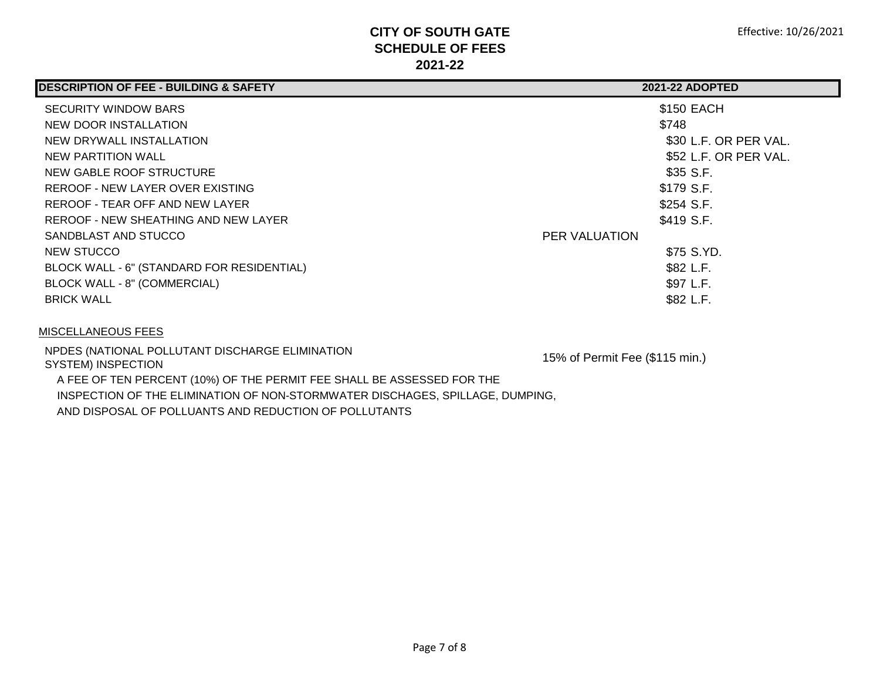# CITY OF SOUTH GATE
## SCHEDULE OF FEES
## 2021-22

Effective: 10/26/2021

| DESCRIPTION OF FEE - BUILDING & SAFETY | 2021-22 ADOPTED |
|---|---|
| SECURITY WINDOW BARS | $150 EACH |
| NEW DOOR INSTALLATION | $748 |
| NEW DRYWALL INSTALLATION | $30 L.F. OR PER VAL. |
| NEW PARTITION WALL | $52 L.F. OR PER VAL. |
| NEW GABLE ROOF STRUCTURE | $35 S.F. |
| REROOF - NEW LAYER OVER EXISTING | $179 S.F. |
| REROOF - TEAR OFF AND NEW LAYER | $254 S.F. |
| REROOF - NEW SHEATHING AND NEW LAYER | $419 S.F. |
| SANDBLAST AND STUCCO | PER VALUATION |
| NEW STUCCO | $75 S.YD. |
| BLOCK WALL - 6" (STANDARD FOR RESIDENTIAL) | $82 L.F. |
| BLOCK WALL - 8" (COMMERCIAL) | $97 L.F. |
| BRICK WALL | $82 L.F. |

### MISCELLANEOUS FEES

| | |
|---|---|
| NPDES (NATIONAL POLLUTANT DISCHARGE ELIMINATION SYSTEM) INSPECTION | 15% of Permit Fee ($115 min.) |

A FEE OF TEN PERCENT (10%) OF THE PERMIT FEE SHALL BE ASSESSED FOR THE INSPECTION OF THE ELIMINATION OF NON-STORMWATER DISCHAGES, SPILLAGE, DUMPING, AND DISPOSAL OF POLLUANTS AND REDUCTION OF POLLUTANTS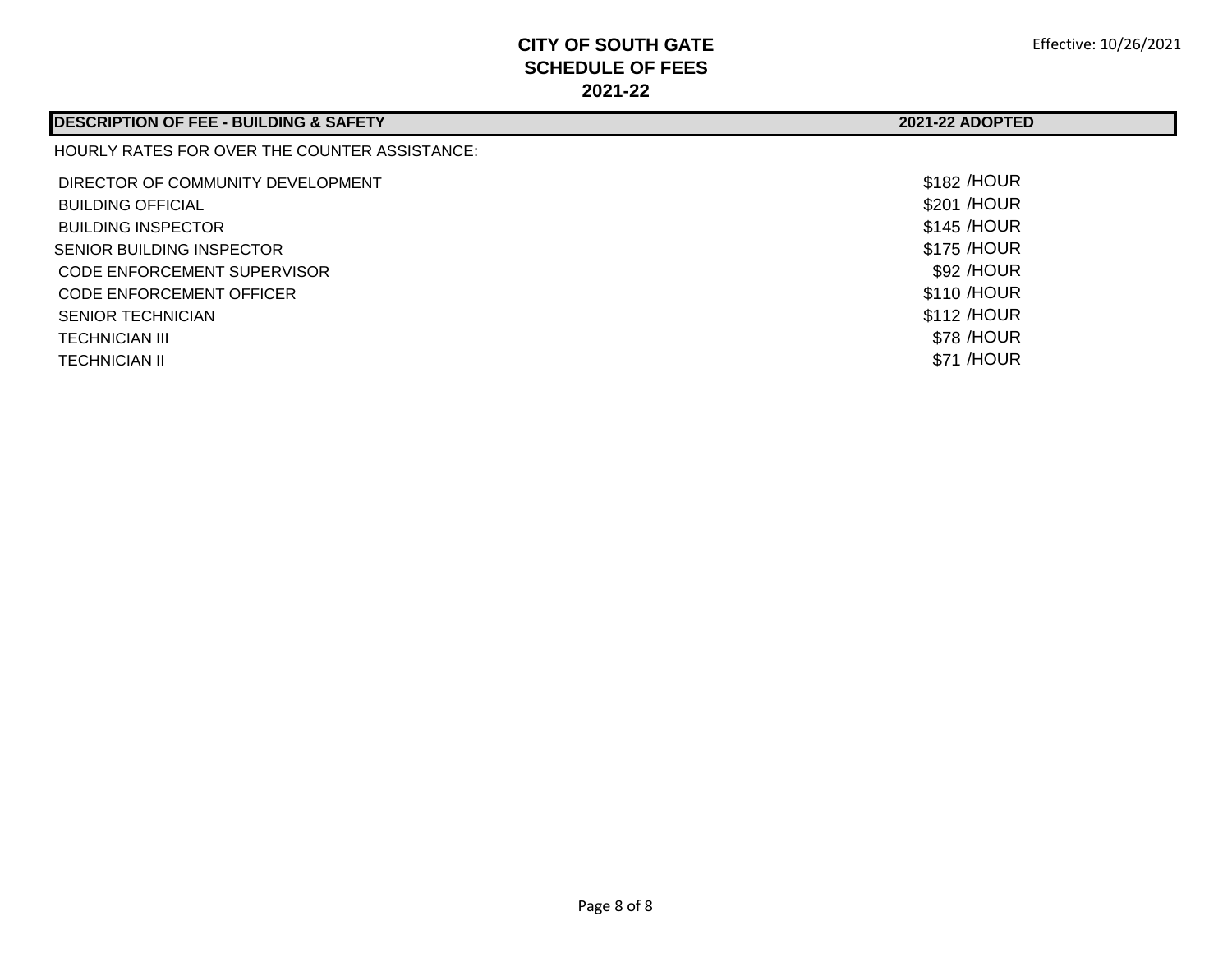# CITY OF SOUTH GATE
# SCHEDULE OF FEES
# 2021-22

Effective: 10/26/2021

| DESCRIPTION OF FEE - BUILDING & SAFETY | 2021-22 ADOPTED |
|---|---|
| HOURLY RATES FOR OVER THE COUNTER ASSISTANCE: | |
| DIRECTOR OF COMMUNITY DEVELOPMENT | $182 /HOUR |
| BUILDING OFFICIAL | $201 /HOUR |
| BUILDING INSPECTOR | $145 /HOUR |
| SENIOR BUILDING INSPECTOR | $175 /HOUR |
| CODE ENFORCEMENT SUPERVISOR | $92 /HOUR |
| CODE ENFORCEMENT OFFICER | $110 /HOUR |
| SENIOR TECHNICIAN | $112 /HOUR |
| TECHNICIAN III | $78 /HOUR |
| TECHNICIAN II | $71 /HOUR |